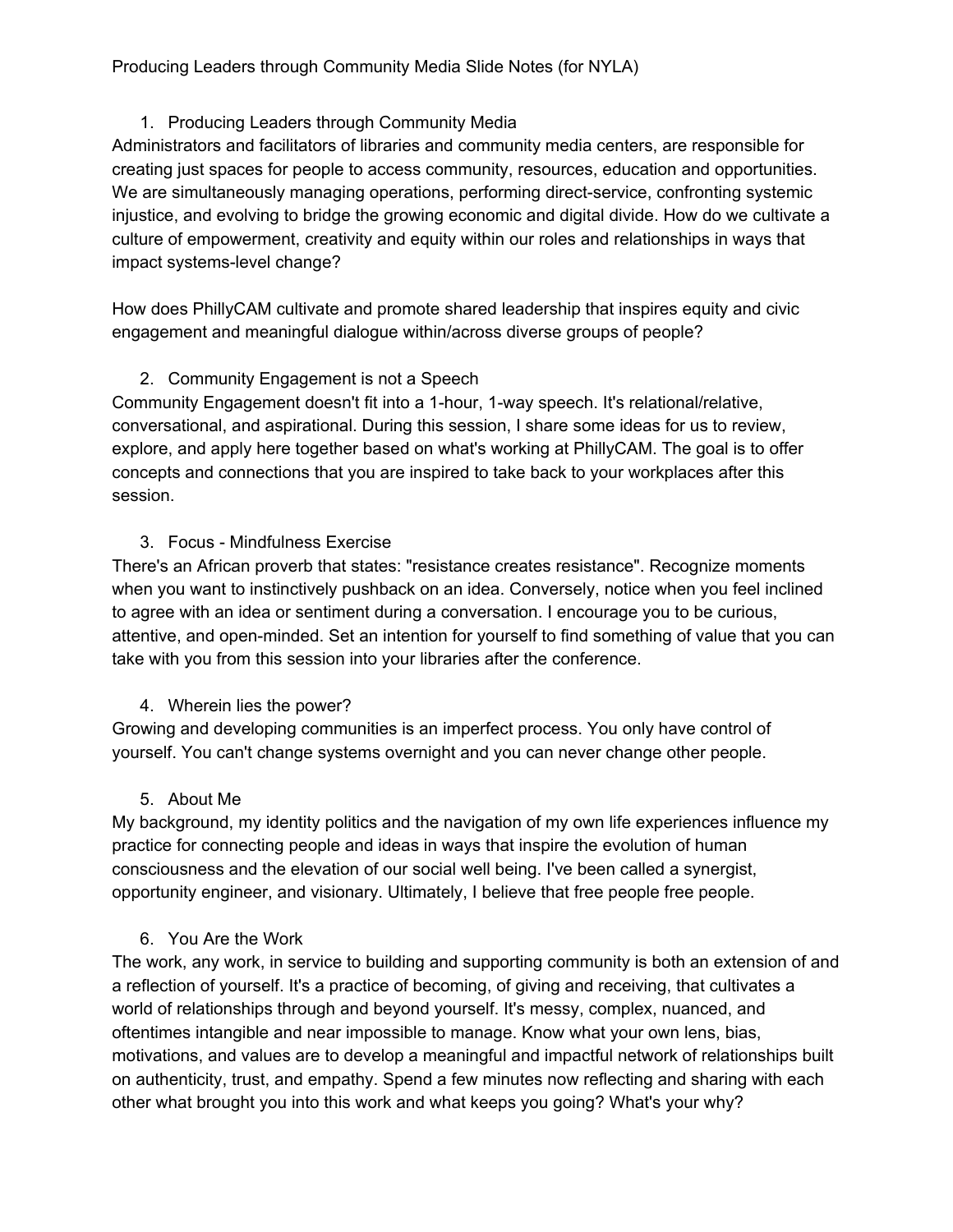Producing Leaders through Community Media Slide Notes (for NYLA)

1. Producing Leaders through Community Media

Administrators and facilitators of libraries and community media centers, are responsible for creating just spaces for people to access community, resources, education and opportunities. We are simultaneously managing operations, performing direct-service, confronting systemic injustice, and evolving to bridge the growing economic and digital divide. How do we cultivate a culture of empowerment, creativity and equity within our roles and relationships in ways that impact systems-level change?

How does PhillyCAM cultivate and promote shared leadership that inspires equity and civic engagement and meaningful dialogue within/across diverse groups of people?

2. Community Engagement is not a Speech

Community Engagement doesn't fit into a 1-hour, 1-way speech. It's relational/relative, conversational, and aspirational. During this session, I share some ideas for us to review, explore, and apply here together based on what's working at PhillyCAM. The goal is to offer concepts and connections that you are inspired to take back to your workplaces after this session.

3. Focus - Mindfulness Exercise

There's an African proverb that states: "resistance creates resistance". Recognize moments when you want to instinctively pushback on an idea. Conversely, notice when you feel inclined to agree with an idea or sentiment during a conversation. I encourage you to be curious, attentive, and open-minded. Set an intention for yourself to find something of value that you can take with you from this session into your libraries after the conference.

4. Wherein lies the power?

Growing and developing communities is an imperfect process. You only have control of yourself. You can't change systems overnight and you can never change other people.

5. About Me

My background, my identity politics and the navigation of my own life experiences influence my practice for connecting people and ideas in ways that inspire the evolution of human consciousness and the elevation of our social well being. I've been called a synergist, opportunity engineer, and visionary. Ultimately, I believe that free people free people.

6. You Are the Work

The work, any work, in service to building and supporting community is both an extension of and a reflection of yourself. It's a practice of becoming, of giving and receiving, that cultivates a world of relationships through and beyond yourself. It's messy, complex, nuanced, and oftentimes intangible and near impossible to manage. Know what your own lens, bias, motivations, and values are to develop a meaningful and impactful network of relationships built on authenticity, trust, and empathy. Spend a few minutes now reflecting and sharing with each other what brought you into this work and what keeps you going? What's your why?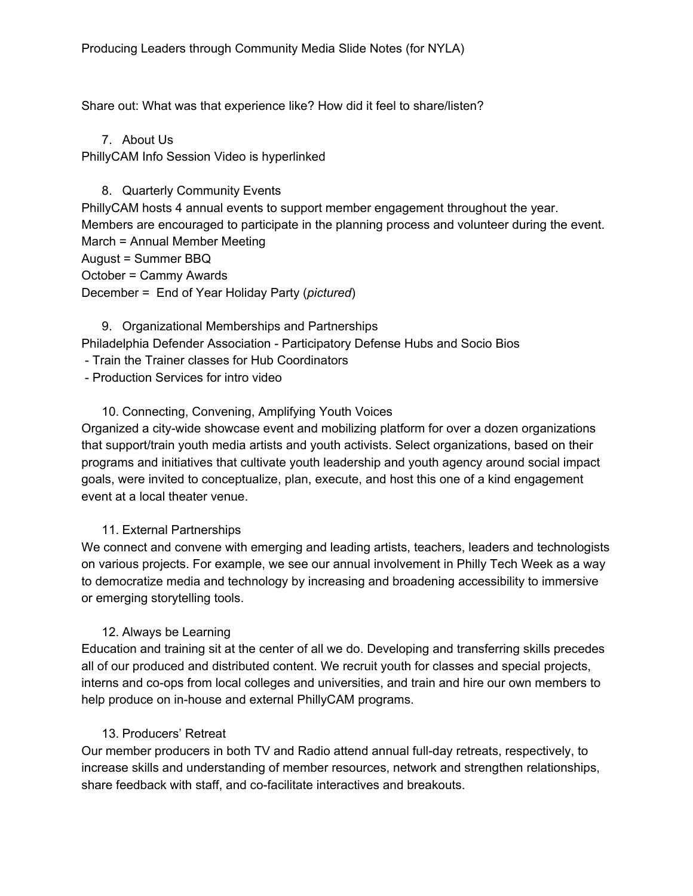Share out: What was that experience like? How did it feel to share/listen?

7. About Us

PhillyCAM Info Session Video is hyperlinked

8. Quarterly Community Events

PhillyCAM hosts 4 annual events to support member engagement throughout the year. Members are encouraged to participate in the planning process and volunteer during the event.
March = Annual Member Meeting
August = Summer BBQ
October = Cammy Awards
December = End of Year Holiday Party (*pictured*)

9. Organizational Memberships and Partnerships

Philadelphia Defender Association - Participatory Defense Hubs and Socio Bios
- Train the Trainer classes for Hub Coordinators
- Production Services for intro video

10. Connecting, Convening, Amplifying Youth Voices

Organized a city-wide showcase event and mobilizing platform for over a dozen organizations that support/train youth media artists and youth activists. Select organizations, based on their programs and initiatives that cultivate youth leadership and youth agency around social impact goals, were invited to conceptualize, plan, execute, and host this one of a kind engagement event at a local theater venue.

11. External Partnerships

We connect and convene with emerging and leading artists, teachers, leaders and technologists on various projects. For example, we see our annual involvement in Philly Tech Week as a way to democratize media and technology by increasing and broadening accessibility to immersive or emerging storytelling tools.

12. Always be Learning

Education and training sit at the center of all we do. Developing and transferring skills precedes all of our produced and distributed content. We recruit youth for classes and special projects, interns and co-ops from local colleges and universities, and train and hire our own members to help produce on in-house and external PhillyCAM programs.

13. Producers' Retreat

Our member producers in both TV and Radio attend annual full-day retreats, respectively, to increase skills and understanding of member resources, network and strengthen relationships, share feedback with staff, and co-facilitate interactives and breakouts.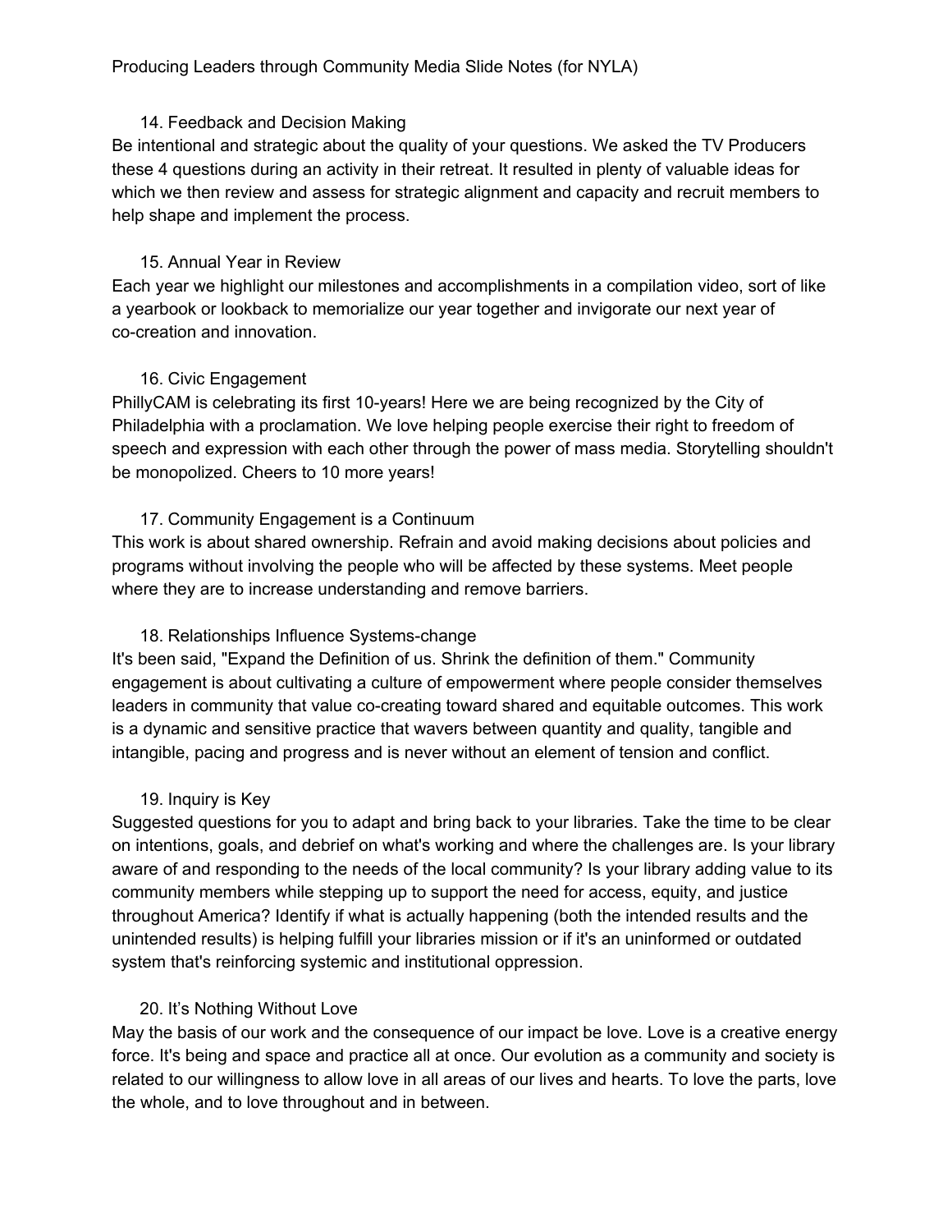Producing Leaders through Community Media Slide Notes (for NYLA)

14. Feedback and Decision Making

Be intentional and strategic about the quality of your questions. We asked the TV Producers these 4 questions during an activity in their retreat. It resulted in plenty of valuable ideas for which we then review and assess for strategic alignment and capacity and recruit members to help shape and implement the process.

15. Annual Year in Review

Each year we highlight our milestones and accomplishments in a compilation video, sort of like a yearbook or lookback to memorialize our year together and invigorate our next year of co-creation and innovation.

16. Civic Engagement

PhillyCAM is celebrating its first 10-years! Here we are being recognized by the City of Philadelphia with a proclamation. We love helping people exercise their right to freedom of speech and expression with each other through the power of mass media. Storytelling shouldn't be monopolized. Cheers to 10 more years!

17. Community Engagement is a Continuum

This work is about shared ownership. Refrain and avoid making decisions about policies and programs without involving the people who will be affected by these systems. Meet people where they are to increase understanding and remove barriers.

18. Relationships Influence Systems-change

It's been said, "Expand the Definition of us. Shrink the definition of them." Community engagement is about cultivating a culture of empowerment where people consider themselves leaders in community that value co-creating toward shared and equitable outcomes. This work is a dynamic and sensitive practice that wavers between quantity and quality, tangible and intangible, pacing and progress and is never without an element of tension and conflict.

19. Inquiry is Key

Suggested questions for you to adapt and bring back to your libraries. Take the time to be clear on intentions, goals, and debrief on what's working and where the challenges are. Is your library aware of and responding to the needs of the local community? Is your library adding value to its community members while stepping up to support the need for access, equity, and justice throughout America? Identify if what is actually happening (both the intended results and the unintended results) is helping fulfill your libraries mission or if it's an uninformed or outdated system that's reinforcing systemic and institutional oppression.

20. It's Nothing Without Love

May the basis of our work and the consequence of our impact be love. Love is a creative energy force. It's being and space and practice all at once. Our evolution as a community and society is related to our willingness to allow love in all areas of our lives and hearts. To love the parts, love the whole, and to love throughout and in between.